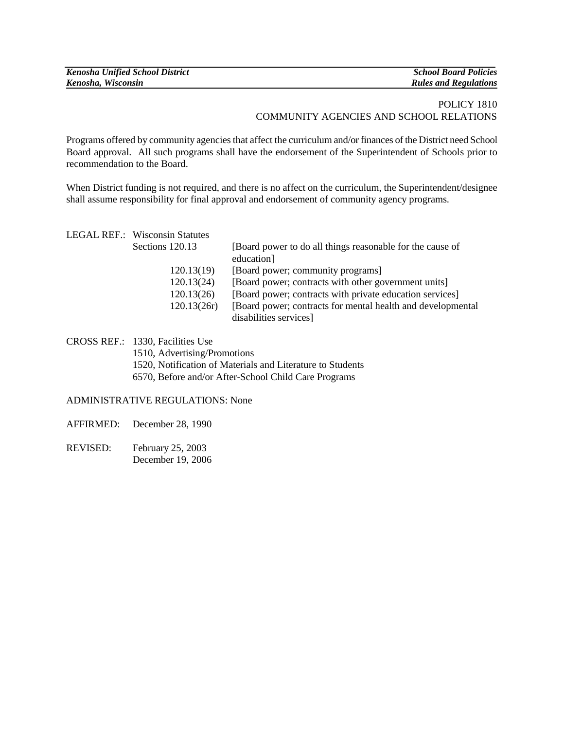# POLICY 1810
## COMMUNITY AGENCIES AND SCHOOL RELATIONS

Programs offered by community agencies that affect the curriculum and/or finances of the District need School Board approval. All such programs shall have the endorsement of the Superintendent of Schools prior to recommendation to the Board.

When District funding is not required, and there is no affect on the curriculum, the Superintendent/designee shall assume responsibility for final approval and endorsement of community agency programs.

LEGAL REF.: Wisconsin Statutes

| | |
|---|---|
| Sections 120.13 | [Board power to do all things reasonable for the cause of education] |
| 120.13(19) | [Board power; community programs] |
| 120.13(24) | [Board power; contracts with other government units] |
| 120.13(26) | [Board power; contracts with private education services] |
| 120.13(26r) | [Board power; contracts for mental health and developmental disabilities services] |

CROSS REF.: 1330, Facilities Use
1510, Advertising/Promotions
1520, Notification of Materials and Literature to Students
6570, Before and/or After-School Child Care Programs

ADMINISTRATIVE REGULATIONS: None

AFFIRMED: December 28, 1990

REVISED: February 25, 2003
December 19, 2006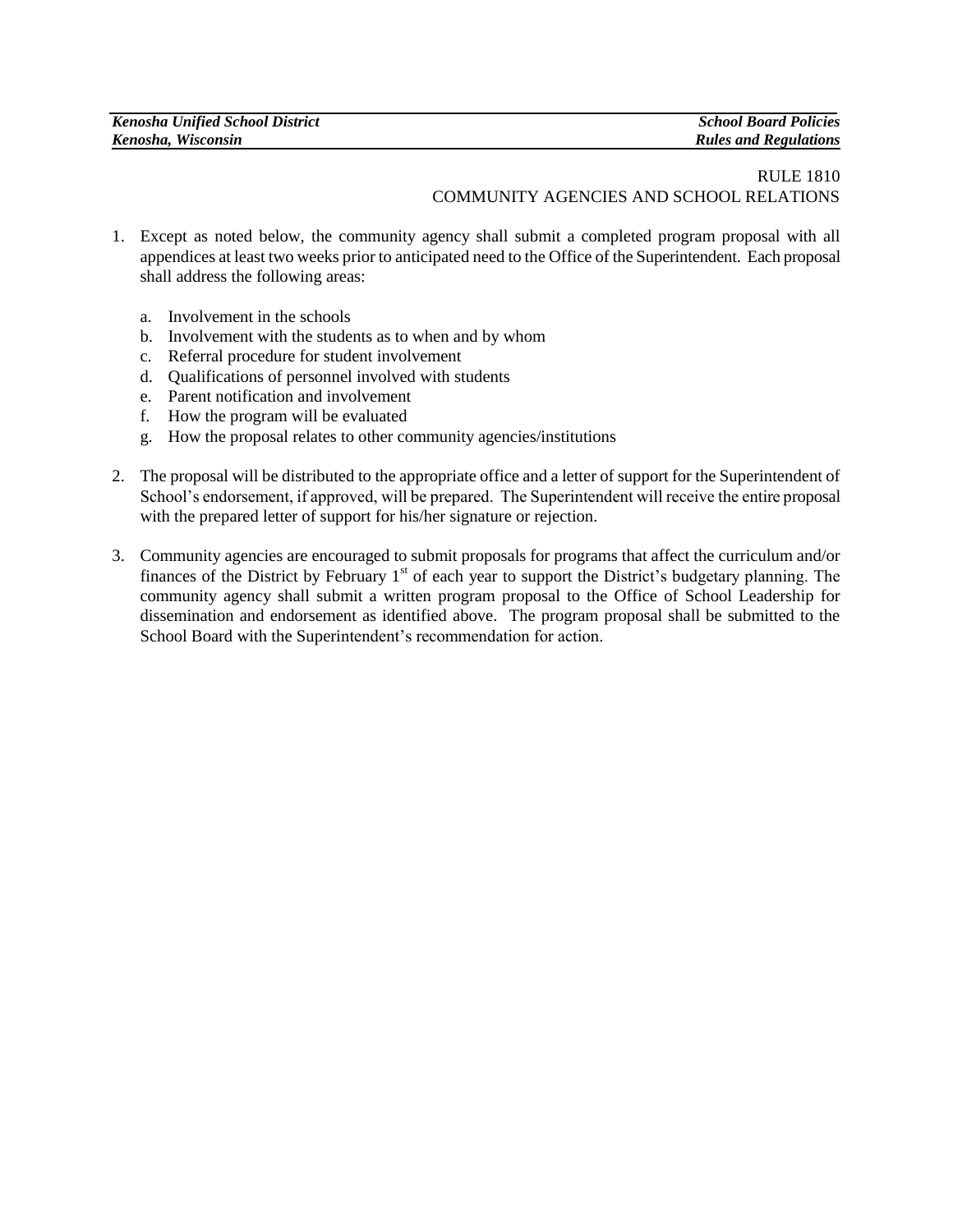RULE 1810
COMMUNITY AGENCIES AND SCHOOL RELATIONS

1. Except as noted below, the community agency shall submit a completed program proposal with all appendices at least two weeks prior to anticipated need to the Office of the Superintendent. Each proposal shall address the following areas:

   a. Involvement in the schools
   b. Involvement with the students as to when and by whom
   c. Referral procedure for student involvement
   d. Qualifications of personnel involved with students
   e. Parent notification and involvement
   f. How the program will be evaluated
   g. How the proposal relates to other community agencies/institutions

2. The proposal will be distributed to the appropriate office and a letter of support for the Superintendent of School's endorsement, if approved, will be prepared. The Superintendent will receive the entire proposal with the prepared letter of support for his/her signature or rejection.

3. Community agencies are encouraged to submit proposals for programs that affect the curriculum and/or finances of the District by February 1st of each year to support the District's budgetary planning. The community agency shall submit a written program proposal to the Office of School Leadership for dissemination and endorsement as identified above. The program proposal shall be submitted to the School Board with the Superintendent's recommendation for action.